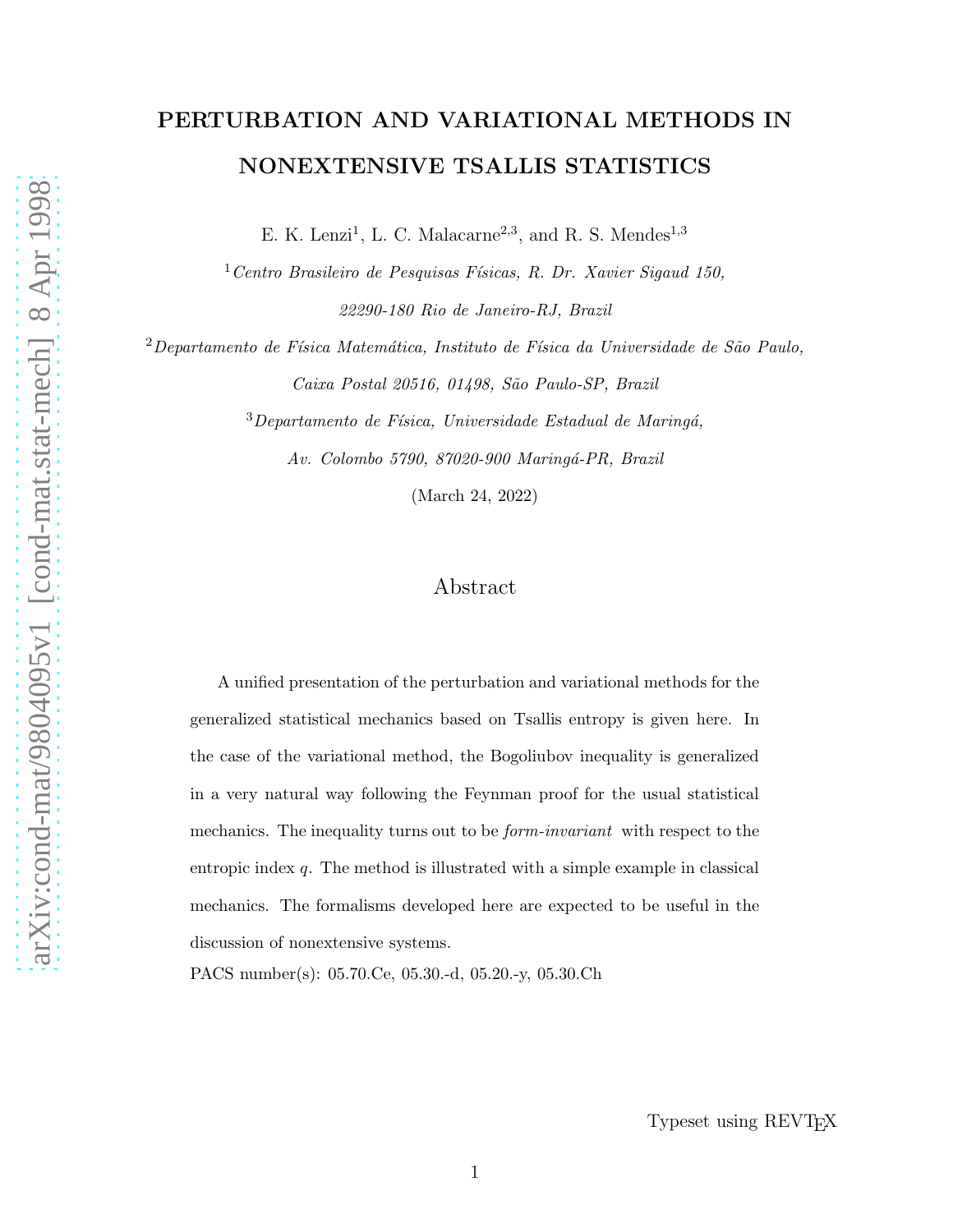# PERTURBATION AND VARIATIONAL METHODS IN NONEXTENSIVE TSALLIS STATISTICS

E. K. Lenzi[1], L. C. Malacarne[2,3], and R. S. Mendes[1,3]

[1] *Centro Brasileiro de Pesquisas Físicas, R. Dr. Xavier Sigaud 150, 22290-180 Rio de Janeiro-RJ, Brazil*

[2] *Departamento de Física Matemática, Instituto de Física da Universidade de São Paulo, Caixa Postal 20516, 01498, São Paulo-SP, Brazil*

[3] *Departamento de Física, Universidade Estadual de Maringá, Av. Colombo 5790, 87020-900 Maringá-PR, Brazil*

(March 24, 2022)

## Abstract

A unified presentation of the perturbation and variational methods for the generalized statistical mechanics based on Tsallis entropy is given here. In the case of the variational method, the Bogoliubov inequality is generalized in a very natural way following the Feynman proof for the usual statistical mechanics. The inequality turns out to be *form-invariant* with respect to the entropic index $q$. The method is illustrated with a simple example in classical mechanics. The formalisms developed here are expected to be useful in the discussion of nonextensive systems.

PACS number(s): 05.70.Ce, 05.30.-d, 05.20.-y, 05.30.Ch

Typeset using REVTEX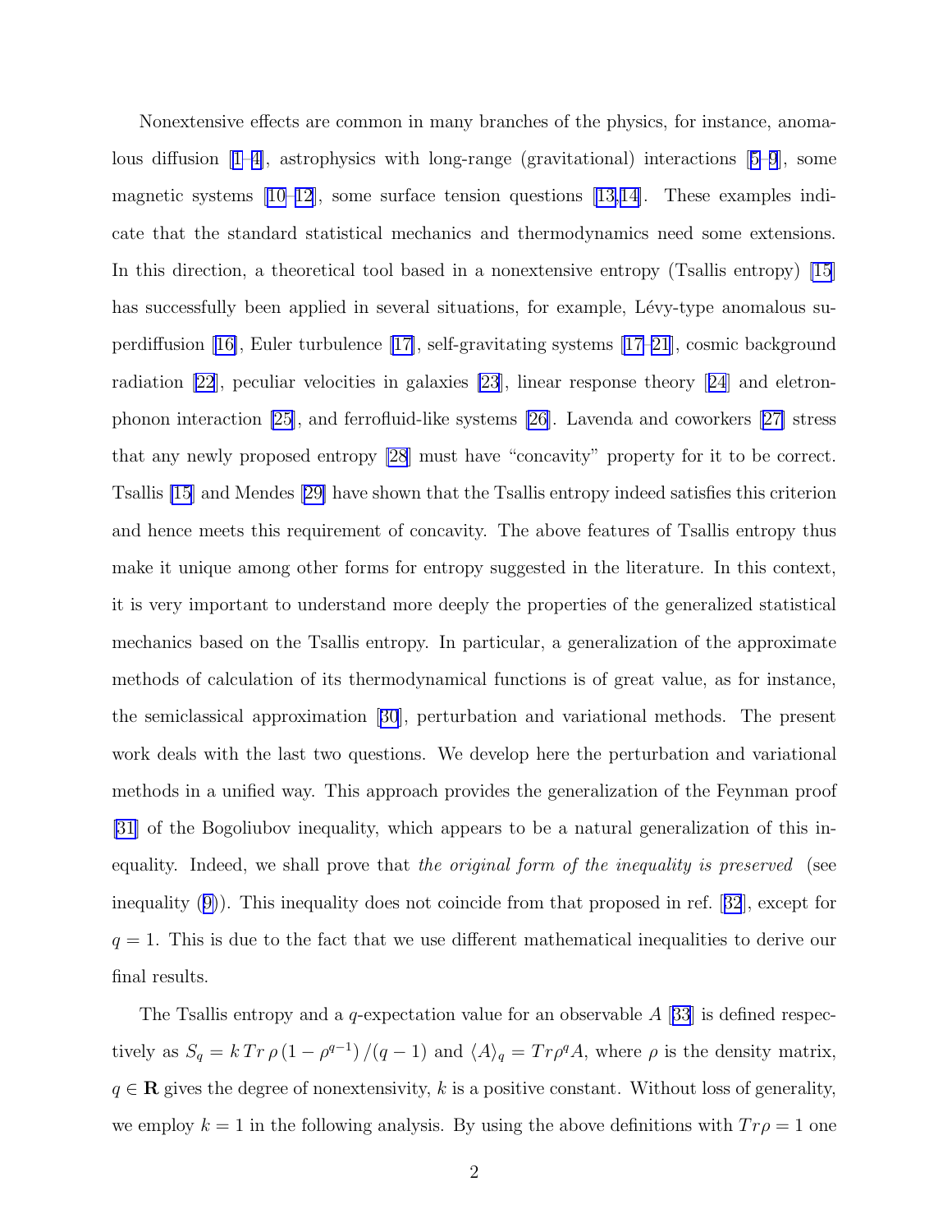Nonextensive effects are common in many branches of the physics, for instance, anomalous diffusion [1–4], astrophysics with long-range (gravitational) interactions [5–9], some magnetic systems [10–12], some surface tension questions [13,14]. These examples indicate that the standard statistical mechanics and thermodynamics need some extensions. In this direction, a theoretical tool based in a nonextensive entropy (Tsallis entropy) [15] has successfully been applied in several situations, for example, Lévy-type anomalous superdiffusion [16], Euler turbulence [17], self-gravitating systems [17–21], cosmic background radiation [22], peculiar velocities in galaxies [23], linear response theory [24] and eletron-phonon interaction [25], and ferrofluid-like systems [26]. Lavenda and coworkers [27] stress that any newly proposed entropy [28] must have "concavity" property for it to be correct. Tsallis [15] and Mendes [29] have shown that the Tsallis entropy indeed satisfies this criterion and hence meets this requirement of concavity. The above features of Tsallis entropy thus make it unique among other forms for entropy suggested in the literature. In this context, it is very important to understand more deeply the properties of the generalized statistical mechanics based on the Tsallis entropy. In particular, a generalization of the approximate methods of calculation of its thermodynamical functions is of great value, as for instance, the semiclassical approximation [30], perturbation and variational methods. The present work deals with the last two questions. We develop here the perturbation and variational methods in a unified way. This approach provides the generalization of the Feynman proof [31] of the Bogoliubov inequality, which appears to be a natural generalization of this inequality. Indeed, we shall prove that *the original form of the inequality is preserved* (see inequality (9)). This inequality does not coincide from that proposed in ref. [32], except for $q = 1$. This is due to the fact that we use different mathematical inequalities to derive our final results.

The Tsallis entropy and a $q$-expectation value for an observable $A$ [33] is defined respectively as $S_q = k\, Tr\, \rho \left(1 - \rho^{q-1}\right)/(q-1)$ and $\langle A \rangle_q = Tr \rho^q A$, where $\rho$ is the density matrix, $q \in \mathbf{R}$ gives the degree of nonextensivity, $k$ is a positive constant. Without loss of generality, we employ $k = 1$ in the following analysis. By using the above definitions with $Tr\rho = 1$ one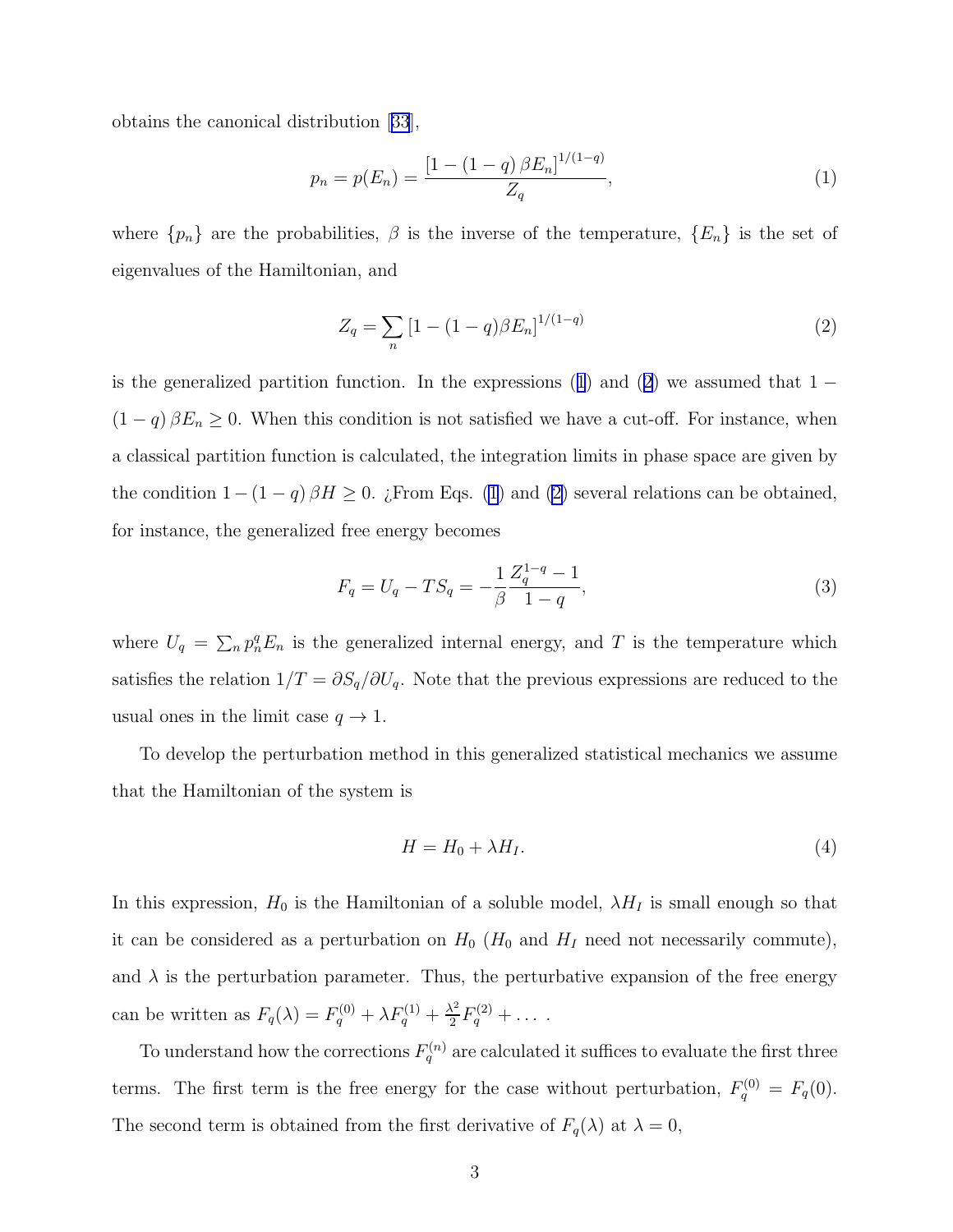obtains the canonical distribution [33],

$$p_n = p(E_n) = \frac{\left[1 - (1-q)\,\beta E_n\right]^{1/(1-q)}}{Z_q}, \tag{1}$$

where $\{p_n\}$ are the probabilities, $\beta$ is the inverse of the temperature, $\{E_n\}$ is the set of eigenvalues of the Hamiltonian, and

$$Z_q = \sum_n \left[1 - (1-q)\beta E_n\right]^{1/(1-q)} \tag{2}$$

is the generalized partition function. In the expressions (1) and (2) we assumed that $1 - (1-q)\,\beta E_n \geq 0$. When this condition is not satisfied we have a cut-off. For instance, when a classical partition function is calculated, the integration limits in phase space are given by the condition $1 - (1-q)\,\beta H \geq 0$. ¿From Eqs. (1) and (2) several relations can be obtained, for instance, the generalized free energy becomes

$$F_q = U_q - TS_q = -\frac{1}{\beta}\frac{Z_q^{1-q} - 1}{1-q}, \tag{3}$$

where $U_q = \sum_n p_n^q E_n$ is the generalized internal energy, and $T$ is the temperature which satisfies the relation $1/T = \partial S_q / \partial U_q$. Note that the previous expressions are reduced to the usual ones in the limit case $q \to 1$.

To develop the perturbation method in this generalized statistical mechanics we assume that the Hamiltonian of the system is

$$H = H_0 + \lambda H_I. \tag{4}$$

In this expression, $H_0$ is the Hamiltonian of a soluble model, $\lambda H_I$ is small enough so that it can be considered as a perturbation on $H_0$ ($H_0$ and $H_I$ need not necessarily commute), and $\lambda$ is the perturbation parameter. Thus, the perturbative expansion of the free energy can be written as $F_q(\lambda) = F_q^{(0)} + \lambda F_q^{(1)} + \frac{\lambda^2}{2} F_q^{(2)} + \ldots$ .

To understand how the corrections $F_q^{(n)}$ are calculated it suffices to evaluate the first three terms. The first term is the free energy for the case without perturbation, $F_q^{(0)} = F_q(0)$. The second term is obtained from the first derivative of $F_q(\lambda)$ at $\lambda = 0$,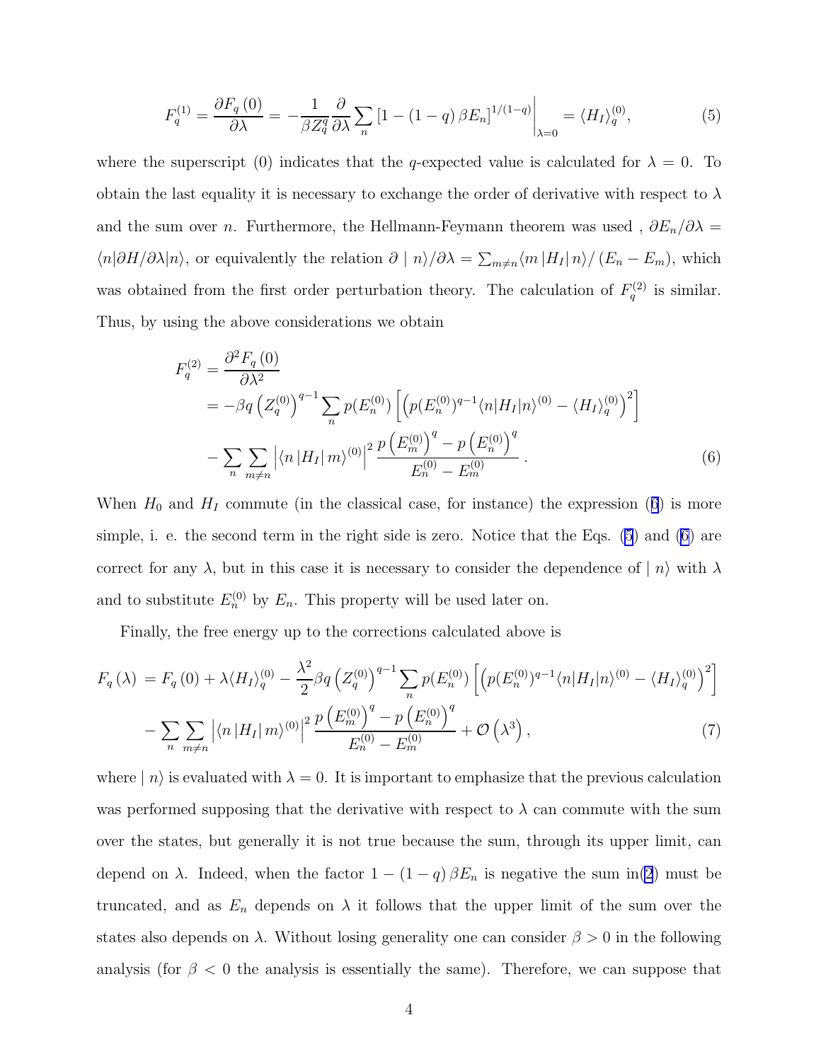$$F_q^{(1)} = \frac{\partial F_q(0)}{\partial \lambda} = -\frac{1}{\beta Z_q^q} \frac{\partial}{\partial \lambda} \sum_n \left[1 - (1-q)\beta E_n\right]^{1/(1-q)} \Big|_{\lambda=0} = \langle H_I \rangle_q^{(0)}, \tag{5}$$

where the superscript (0) indicates that the $q$-expected value is calculated for $\lambda = 0$. To obtain the last equality it is necessary to exchange the order of derivative with respect to $\lambda$ and the sum over $n$. Furthermore, the Hellmann-Feymann theorem was used , $\partial E_n / \partial \lambda = \langle n | \partial H / \partial \lambda | n \rangle$, or equivalently the relation $\partial \mid n \rangle / \partial \lambda = \sum_{m \neq n} \langle m \left| H_I \right| n \rangle / (E_n - E_m)$, which was obtained from the first order perturbation theory. The calculation of $F_q^{(2)}$ is similar. Thus, by using the above considerations we obtain

$$\begin{aligned} F_q^{(2)} &= \frac{\partial^2 F_q(0)}{\partial \lambda^2} \\ &= -\beta q \left(Z_q^{(0)}\right)^{q-1} \sum_n p(E_n^{(0)}) \left[\left(p(E_n^{(0)})^{q-1} \langle n | H_I | n \rangle^{(0)} - \langle H_I \rangle_q^{(0)}\right)^2\right] \\ &\quad - \sum_n \sum_{m \neq n} \left| \langle n \left| H_I \right| m \rangle^{(0)} \right|^2 \frac{p\left(E_m^{(0)}\right)^q - p\left(E_n^{(0)}\right)^q}{E_n^{(0)} - E_m^{(0)}} \, . \end{aligned} \tag{6}$$

When $H_0$ and $H_I$ commute (in the classical case, for instance) the expression (6) is more simple, i. e. the second term in the right side is zero. Notice that the Eqs. (5) and (6) are correct for any $\lambda$, but in this case it is necessary to consider the dependence of $\mid n \rangle$ with $\lambda$ and to substitute $E_n^{(0)}$ by $E_n$. This property will be used later on.

Finally, the free energy up to the corrections calculated above is

$$\begin{aligned} F_q(\lambda) &= F_q(0) + \lambda \langle H_I \rangle_q^{(0)} - \frac{\lambda^2}{2} \beta q \left(Z_q^{(0)}\right)^{q-1} \sum_n p(E_n^{(0)}) \left[\left(p(E_n^{(0)})^{q-1} \langle n | H_I | n \rangle^{(0)} - \langle H_I \rangle_q^{(0)}\right)^2\right] \\ &\quad - \sum_n \sum_{m \neq n} \left| \langle n \left| H_I \right| m \rangle^{(0)} \right|^2 \frac{p\left(E_m^{(0)}\right)^q - p\left(E_n^{(0)}\right)^q}{E_n^{(0)} - E_m^{(0)}} + \mathcal{O}\left(\lambda^3\right), \end{aligned} \tag{7}$$

where $\mid n \rangle$ is evaluated with $\lambda = 0$. It is important to emphasize that the previous calculation was performed supposing that the derivative with respect to $\lambda$ can commute with the sum over the states, but generally it is not true because the sum, through its upper limit, can depend on $\lambda$. Indeed, when the factor $1 - (1-q)\beta E_n$ is negative the sum in(2) must be truncated, and as $E_n$ depends on $\lambda$ it follows that the upper limit of the sum over the states also depends on $\lambda$. Without losing generality one can consider $\beta > 0$ in the following analysis (for $\beta < 0$ the analysis is essentially the same). Therefore, we can suppose that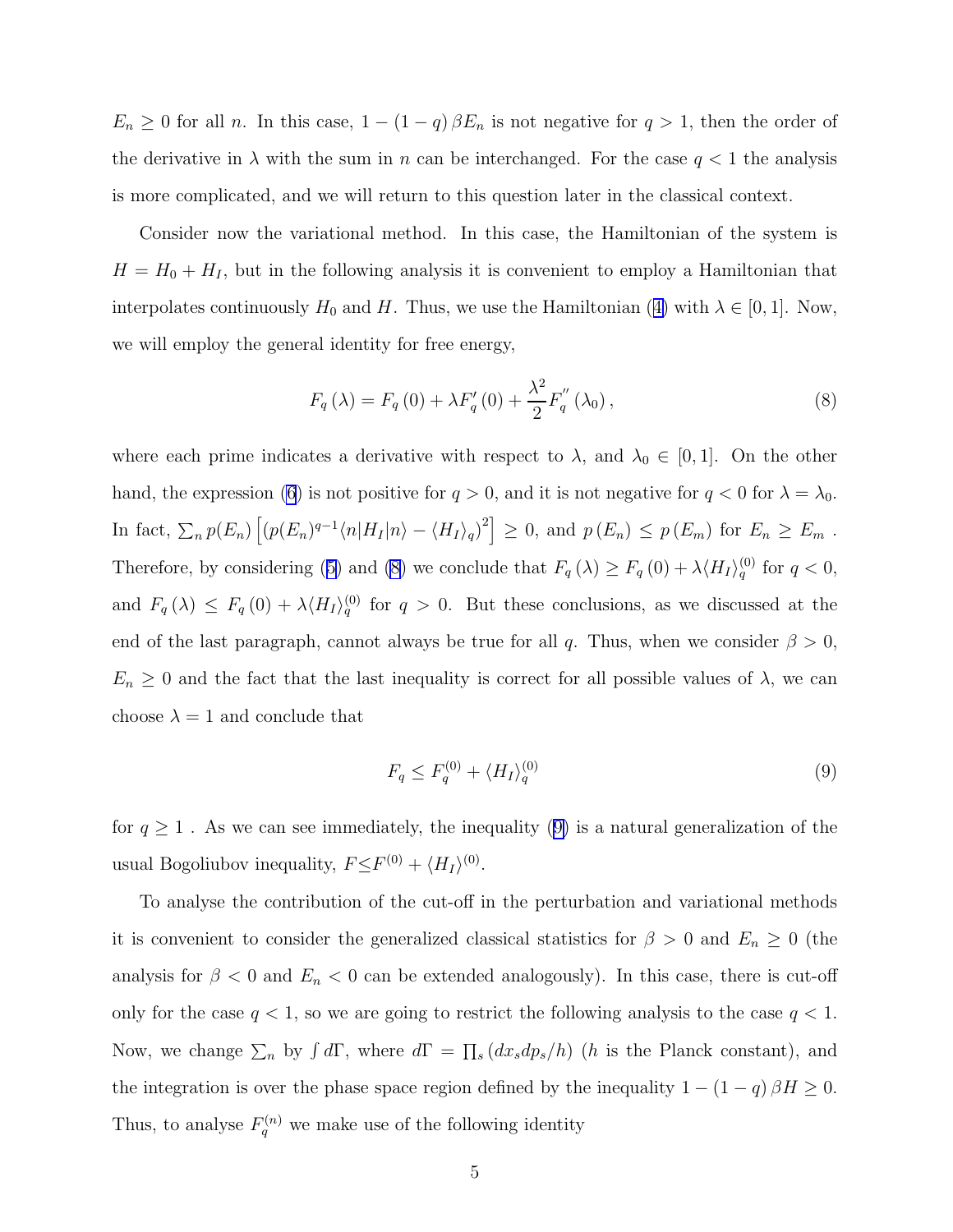$E_n \geq 0$ for all $n$. In this case, $1 - (1-q)\beta E_n$ is not negative for $q > 1$, then the order of the derivative in $\lambda$ with the sum in $n$ can be interchanged. For the case $q < 1$ the analysis is more complicated, and we will return to this question later in the classical context.

Consider now the variational method. In this case, the Hamiltonian of the system is $H = H_0 + H_I$, but in the following analysis it is convenient to employ a Hamiltonian that interpolates continuously $H_0$ and $H$. Thus, we use the Hamiltonian (4) with $\lambda \in [0,1]$. Now, we will employ the general identity for free energy,

$$F_q(\lambda) = F_q(0) + \lambda F_q'(0) + \frac{\lambda^2}{2} F_q''(\lambda_0), \tag{8}$$

where each prime indicates a derivative with respect to $\lambda$, and $\lambda_0 \in [0,1]$. On the other hand, the expression (6) is not positive for $q > 0$, and it is not negative for $q < 0$ for $\lambda = \lambda_0$. In fact, $\sum_n p(E_n)\left[(p(E_n)^{q-1}\langle n|H_I|n\rangle - \langle H_I\rangle_q)^2\right] \geq 0$, and $p(E_n) \leq p(E_m)$ for $E_n \geq E_m$. Therefore, by considering (5) and (8) we conclude that $F_q(\lambda) \geq F_q(0) + \lambda \langle H_I\rangle_q^{(0)}$ for $q < 0$, and $F_q(\lambda) \leq F_q(0) + \lambda \langle H_I\rangle_q^{(0)}$ for $q > 0$. But these conclusions, as we discussed at the end of the last paragraph, cannot always be true for all $q$. Thus, when we consider $\beta > 0$, $E_n \geq 0$ and the fact that the last inequality is correct for all possible values of $\lambda$, we can choose $\lambda = 1$ and conclude that

$$F_q \leq F_q^{(0)} + \langle H_I\rangle_q^{(0)} \tag{9}$$

for $q \geq 1$ . As we can see immediately, the inequality (9) is a natural generalization of the usual Bogoliubov inequality, $F \leq F^{(0)} + \langle H_I\rangle^{(0)}$.

To analyse the contribution of the cut-off in the perturbation and variational methods it is convenient to consider the generalized classical statistics for $\beta > 0$ and $E_n \geq 0$ (the analysis for $\beta < 0$ and $E_n < 0$ can be extended analogously). In this case, there is cut-off only for the case $q < 1$, so we are going to restrict the following analysis to the case $q < 1$. Now, we change $\sum_n$ by $\int d\Gamma$, where $d\Gamma = \prod_s (dx_s dp_s/h)$ ($h$ is the Planck constant), and the integration is over the phase space region defined by the inequality $1 - (1-q)\beta H \geq 0$. Thus, to analyse $F_q^{(n)}$ we make use of the following identity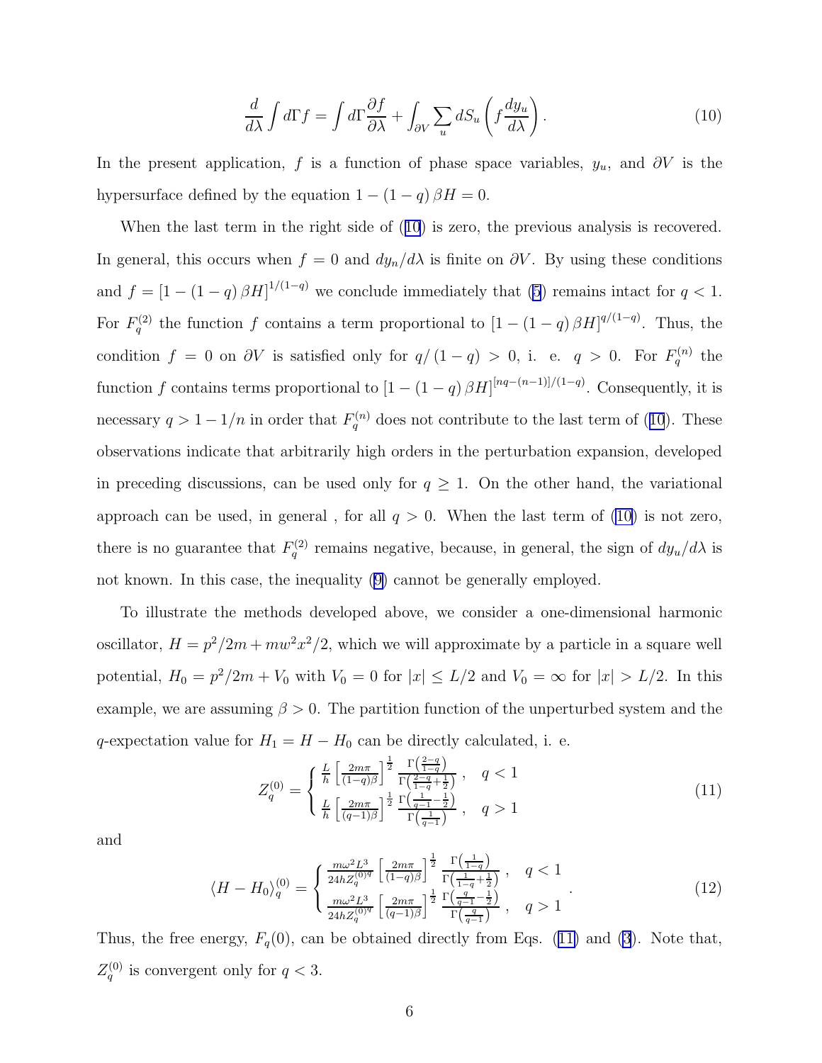$$\frac{d}{d\lambda}\int d\Gamma f = \int d\Gamma \frac{\partial f}{\partial \lambda} + \int_{\partial V}\sum_u dS_u \left( f \frac{dy_u}{d\lambda}\right). \tag{10}$$

In the present application, $f$ is a function of phase space variables, $y_u$, and $\partial V$ is the hypersurface defined by the equation $1-(1-q)\,\beta H = 0$.

When the last term in the right side of (10) is zero, the previous analysis is recovered. In general, this occurs when $f = 0$ and $dy_n/d\lambda$ is finite on $\partial V$. By using these conditions and $f = [1-(1-q)\,\beta H]^{1/(1-q)}$ we conclude immediately that (5) remains intact for $q < 1$. For $F_q^{(2)}$ the function $f$ contains a term proportional to $[1-(1-q)\,\beta H]^{q/(1-q)}$. Thus, the condition $f = 0$ on $\partial V$ is satisfied only for $q/(1-q) > 0$, i. e. $q > 0$. For $F_q^{(n)}$ the function $f$ contains terms proportional to $[1-(1-q)\,\beta H]^{[nq-(n-1)]/(1-q)}$. Consequently, it is necessary $q > 1 - 1/n$ in order that $F_q^{(n)}$ does not contribute to the last term of (10). These observations indicate that arbitrarily high orders in the perturbation expansion, developed in preceding discussions, can be used only for $q \geq 1$. On the other hand, the variational approach can be used, in general , for all $q > 0$. When the last term of (10) is not zero, there is no guarantee that $F_q^{(2)}$ remains negative, because, in general, the sign of $dy_u/d\lambda$ is not known. In this case, the inequality (9) cannot be generally employed.

To illustrate the methods developed above, we consider a one-dimensional harmonic oscillator, $H = p^2/2m + mw^2x^2/2$, which we will approximate by a particle in a square well potential, $H_0 = p^2/2m + V_0$ with $V_0 = 0$ for $|x| \leq L/2$ and $V_0 = \infty$ for $|x| > L/2$. In this example, we are assuming $\beta > 0$. The partition function of the unperturbed system and the $q$-expectation value for $H_1 = H - H_0$ can be directly calculated, i. e.

$$Z_q^{(0)} = \begin{cases} \frac{L}{h}\left[\frac{2m\pi}{(1-q)\beta}\right]^{\frac{1}{2}} \frac{\Gamma\left(\frac{2-q}{1-q}\right)}{\Gamma\left(\frac{2-q}{1-q}+\frac{1}{2}\right)}\,, & q < 1 \\ \frac{L}{h}\left[\frac{2m\pi}{(q-1)\beta}\right]^{\frac{1}{2}} \frac{\Gamma\left(\frac{1}{q-1}-\frac{1}{2}\right)}{\Gamma\left(\frac{1}{q-1}\right)}\,, & q > 1 \end{cases} \tag{11}$$

and

$$\langle H - H_0\rangle_q^{(0)} = \begin{cases} \frac{m\omega^2 L^3}{24hZ_q^{(0)q}}\left[\frac{2m\pi}{(1-q)\beta}\right]^{\frac{1}{2}} \frac{\Gamma\left(\frac{1}{1-q}\right)}{\Gamma\left(\frac{1}{1-q}+\frac{1}{2}\right)}\,, & q < 1 \\ \frac{m\omega^2 L^3}{24hZ_q^{(0)q}}\left[\frac{2m\pi}{(q-1)\beta}\right]^{\frac{1}{2}} \frac{\Gamma\left(\frac{q}{q-1}-\frac{1}{2}\right)}{\Gamma\left(\frac{q}{q-1}\right)}\,, & q > 1 \end{cases}. \tag{12}$$

Thus, the free energy, $F_q(0)$, can be obtained directly from Eqs. (11) and (3). Note that, $Z_q^{(0)}$ is convergent only for $q < 3$.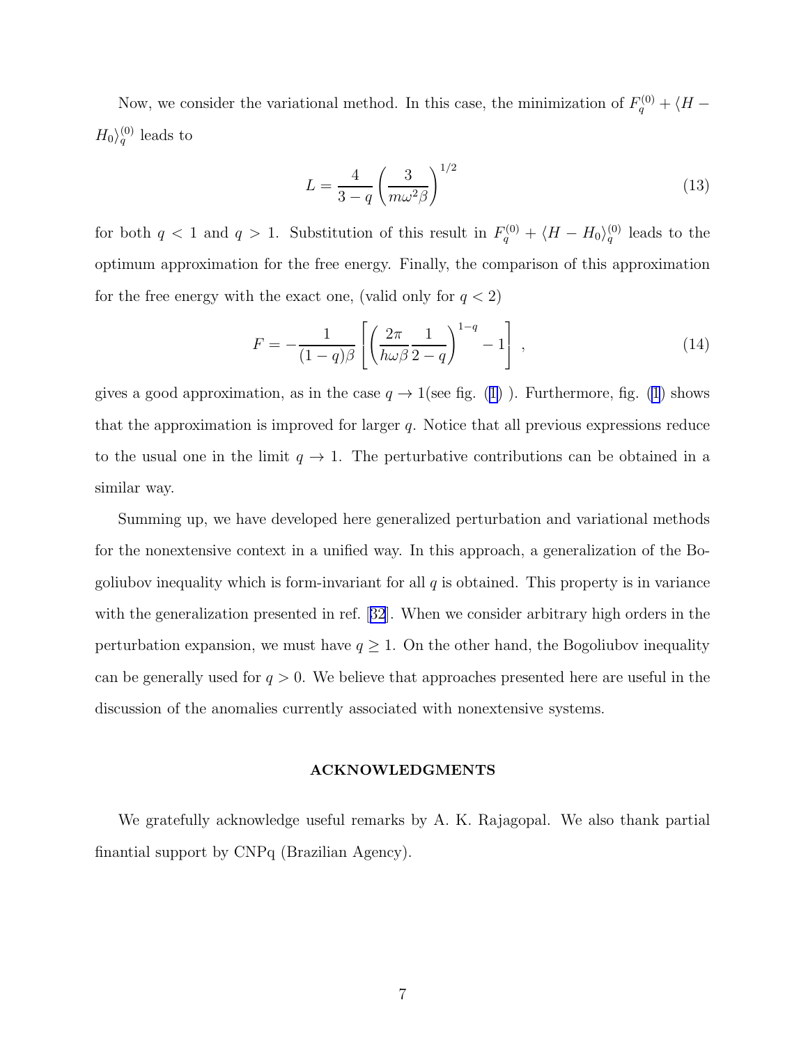Now, we consider the variational method. In this case, the minimization of $F_q^{(0)} + \langle H - H_0 \rangle_q^{(0)}$ leads to

$$L = \frac{4}{3-q}\left(\frac{3}{m\omega^2\beta}\right)^{1/2} \tag{13}$$

for both $q < 1$ and $q > 1$. Substitution of this result in $F_q^{(0)} + \langle H - H_0 \rangle_q^{(0)}$ leads to the optimum approximation for the free energy. Finally, the comparison of this approximation for the free energy with the exact one, (valid only for $q < 2$)

$$F = -\frac{1}{(1-q)\beta}\left[\left(\frac{2\pi}{h\omega\beta}\frac{1}{2-q}\right)^{1-q} - 1\right] , \tag{14}$$

gives a good approximation, as in the case $q \to 1$(see fig. (1) ). Furthermore, fig. (1) shows that the approximation is improved for larger $q$. Notice that all previous expressions reduce to the usual one in the limit $q \to 1$. The perturbative contributions can be obtained in a similar way.

Summing up, we have developed here generalized perturbation and variational methods for the nonextensive context in a unified way. In this approach, a generalization of the Bogoliubov inequality which is form-invariant for all $q$ is obtained. This property is in variance with the generalization presented in ref. [32]. When we consider arbitrary high orders in the perturbation expansion, we must have $q \geq 1$. On the other hand, the Bogoliubov inequality can be generally used for $q > 0$. We believe that approaches presented here are useful in the discussion of the anomalies currently associated with nonextensive systems.

## ACKNOWLEDGMENTS

We gratefully acknowledge useful remarks by A. K. Rajagopal. We also thank partial finantial support by CNPq (Brazilian Agency).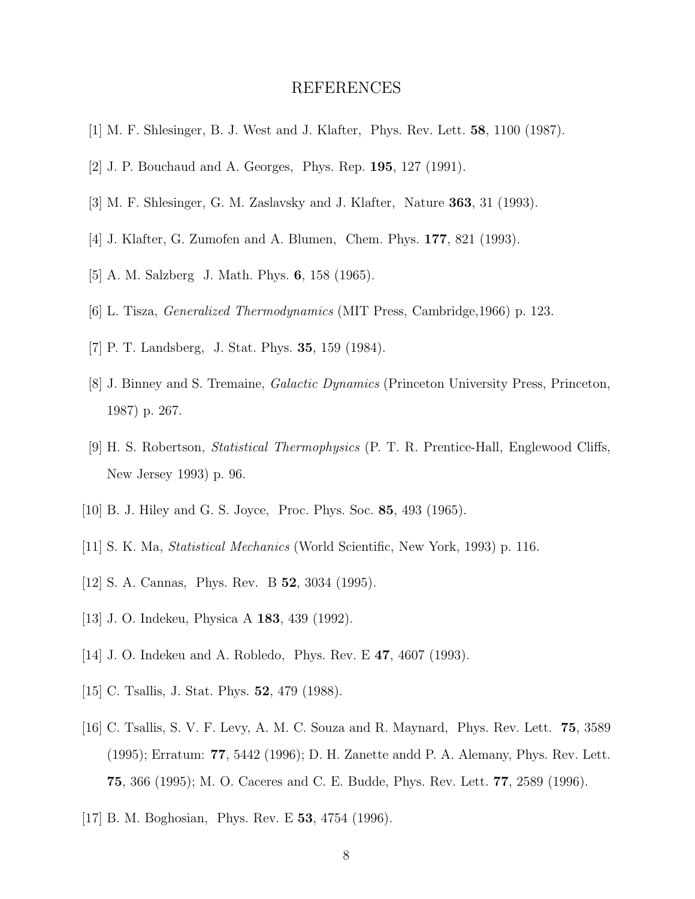# REFERENCES

[1] M. F. Shlesinger, B. J. West and J. Klafter, Phys. Rev. Lett. **58**, 1100 (1987).

[2] J. P. Bouchaud and A. Georges, Phys. Rep. **195**, 127 (1991).

[3] M. F. Shlesinger, G. M. Zaslavsky and J. Klafter, Nature **363**, 31 (1993).

[4] J. Klafter, G. Zumofen and A. Blumen, Chem. Phys. **177**, 821 (1993).

[5] A. M. Salzberg J. Math. Phys. **6**, 158 (1965).

[6] L. Tisza, *Generalized Thermodynamics* (MIT Press, Cambridge,1966) p. 123.

[7] P. T. Landsberg, J. Stat. Phys. **35**, 159 (1984).

[8] J. Binney and S. Tremaine, *Galactic Dynamics* (Princeton University Press, Princeton, 1987) p. 267.

[9] H. S. Robertson, *Statistical Thermophysics* (P. T. R. Prentice-Hall, Englewood Cliffs, New Jersey 1993) p. 96.

[10] B. J. Hiley and G. S. Joyce, Proc. Phys. Soc. **85**, 493 (1965).

[11] S. K. Ma, *Statistical Mechanics* (World Scientific, New York, 1993) p. 116.

[12] S. A. Cannas, Phys. Rev. B **52**, 3034 (1995).

[13] J. O. Indekeu, Physica A **183**, 439 (1992).

[14] J. O. Indekeu and A. Robledo, Phys. Rev. E **47**, 4607 (1993).

[15] C. Tsallis, J. Stat. Phys. **52**, 479 (1988).

[16] C. Tsallis, S. V. F. Levy, A. M. C. Souza and R. Maynard, Phys. Rev. Lett. **75**, 3589 (1995); Erratum: **77**, 5442 (1996); D. H. Zanette andd P. A. Alemany, Phys. Rev. Lett. **75**, 366 (1995); M. O. Caceres and C. E. Budde, Phys. Rev. Lett. **77**, 2589 (1996).

[17] B. M. Boghosian, Phys. Rev. E **53**, 4754 (1996).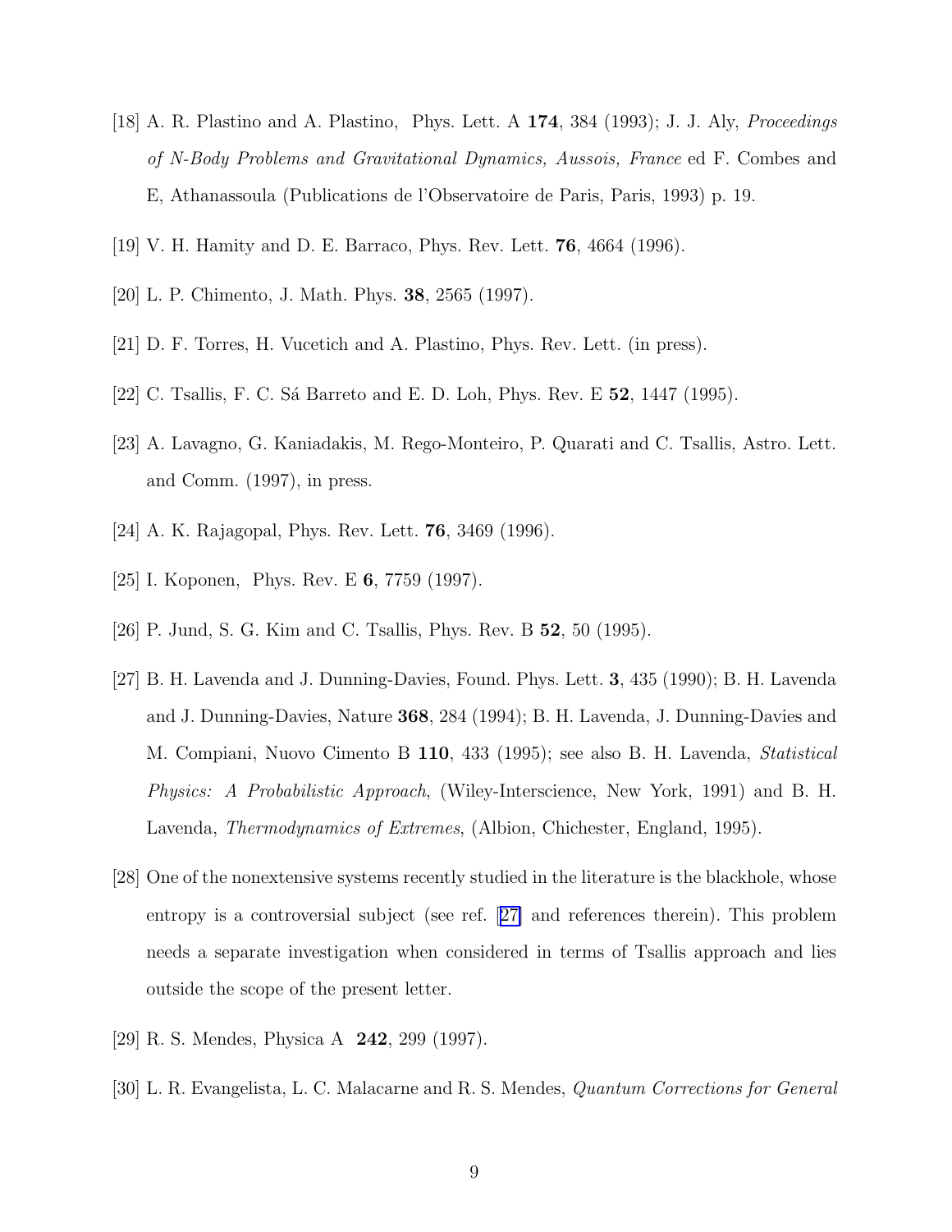[18] A. R. Plastino and A. Plastino, Phys. Lett. A **174**, 384 (1993); J. J. Aly, *Proceedings of N-Body Problems and Gravitational Dynamics, Aussois, France* ed F. Combes and E, Athanassoula (Publications de l'Observatoire de Paris, Paris, 1993) p. 19.

[19] V. H. Hamity and D. E. Barraco, Phys. Rev. Lett. **76**, 4664 (1996).

[20] L. P. Chimento, J. Math. Phys. **38**, 2565 (1997).

[21] D. F. Torres, H. Vucetich and A. Plastino, Phys. Rev. Lett. (in press).

[22] C. Tsallis, F. C. Sá Barreto and E. D. Loh, Phys. Rev. E **52**, 1447 (1995).

[23] A. Lavagno, G. Kaniadakis, M. Rego-Monteiro, P. Quarati and C. Tsallis, Astro. Lett. and Comm. (1997), in press.

[24] A. K. Rajagopal, Phys. Rev. Lett. **76**, 3469 (1996).

[25] I. Koponen, Phys. Rev. E **6**, 7759 (1997).

[26] P. Jund, S. G. Kim and C. Tsallis, Phys. Rev. B **52**, 50 (1995).

[27] B. H. Lavenda and J. Dunning-Davies, Found. Phys. Lett. **3**, 435 (1990); B. H. Lavenda and J. Dunning-Davies, Nature **368**, 284 (1994); B. H. Lavenda, J. Dunning-Davies and M. Compiani, Nuovo Cimento B **110**, 433 (1995); see also B. H. Lavenda, *Statistical Physics: A Probabilistic Approach*, (Wiley-Interscience, New York, 1991) and B. H. Lavenda, *Thermodynamics of Extremes*, (Albion, Chichester, England, 1995).

[28] One of the nonextensive systems recently studied in the literature is the blackhole, whose entropy is a controversial subject (see ref. [27] and references therein). This problem needs a separate investigation when considered in terms of Tsallis approach and lies outside the scope of the present letter.

[29] R. S. Mendes, Physica A **242**, 299 (1997).

[30] L. R. Evangelista, L. C. Malacarne and R. S. Mendes, *Quantum Corrections for General*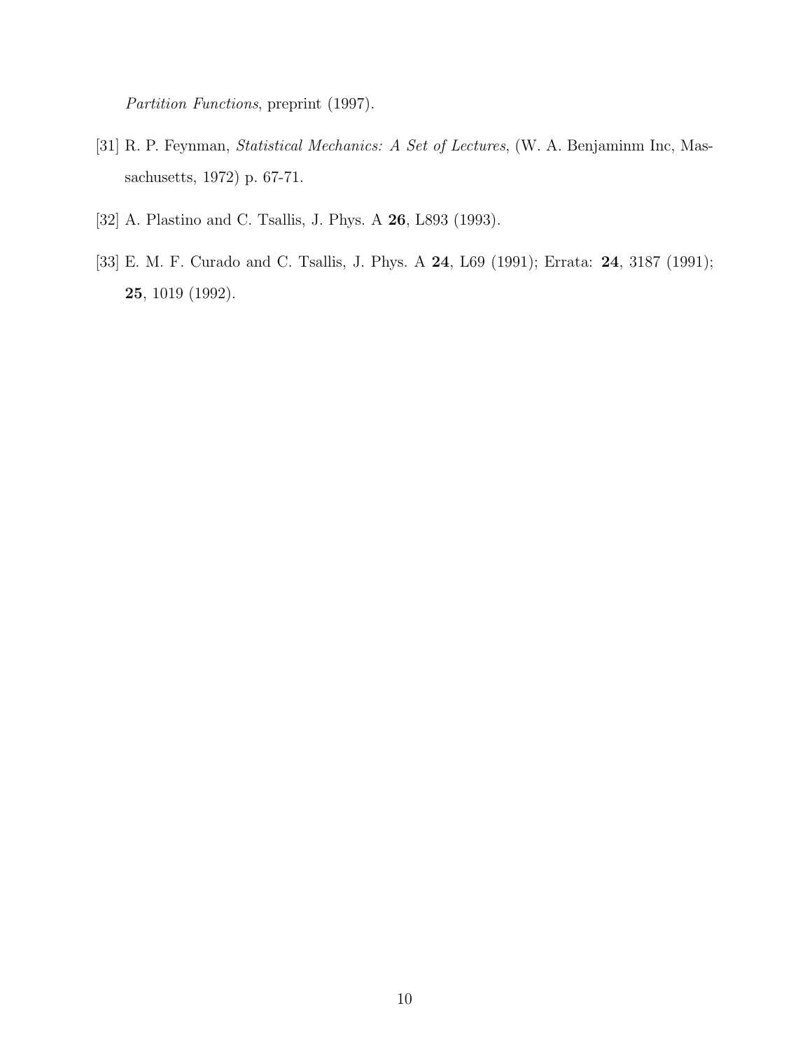*Partition Functions*, preprint (1997).

[31] R. P. Feynman, *Statistical Mechanics: A Set of Lectures*, (W. A. Benjaminm Inc, Massachusetts, 1972) p. 67-71.

[32] A. Plastino and C. Tsallis, J. Phys. A **26**, L893 (1993).

[33] E. M. F. Curado and C. Tsallis, J. Phys. A **24**, L69 (1991); Errata: **24**, 3187 (1991); **25**, 1019 (1992).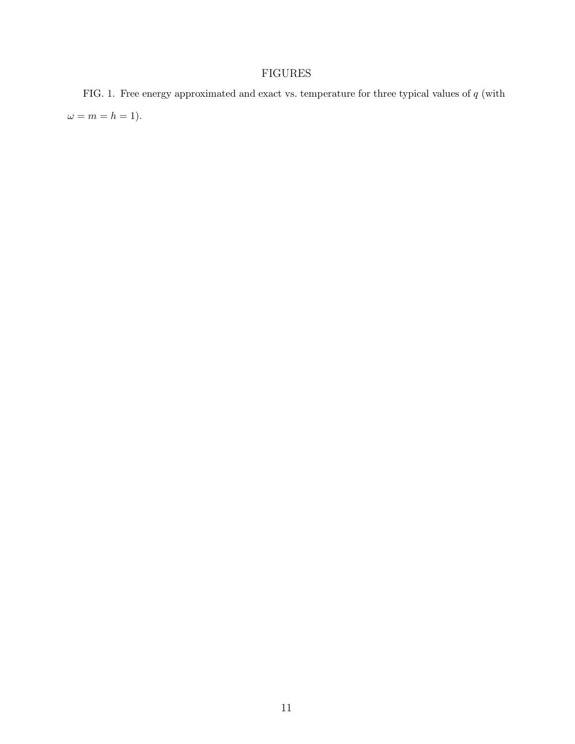# FIGURES

FIG. 1. Free energy approximated and exact vs. temperature for three typical values of $q$ (with $\omega = m = h = 1$).